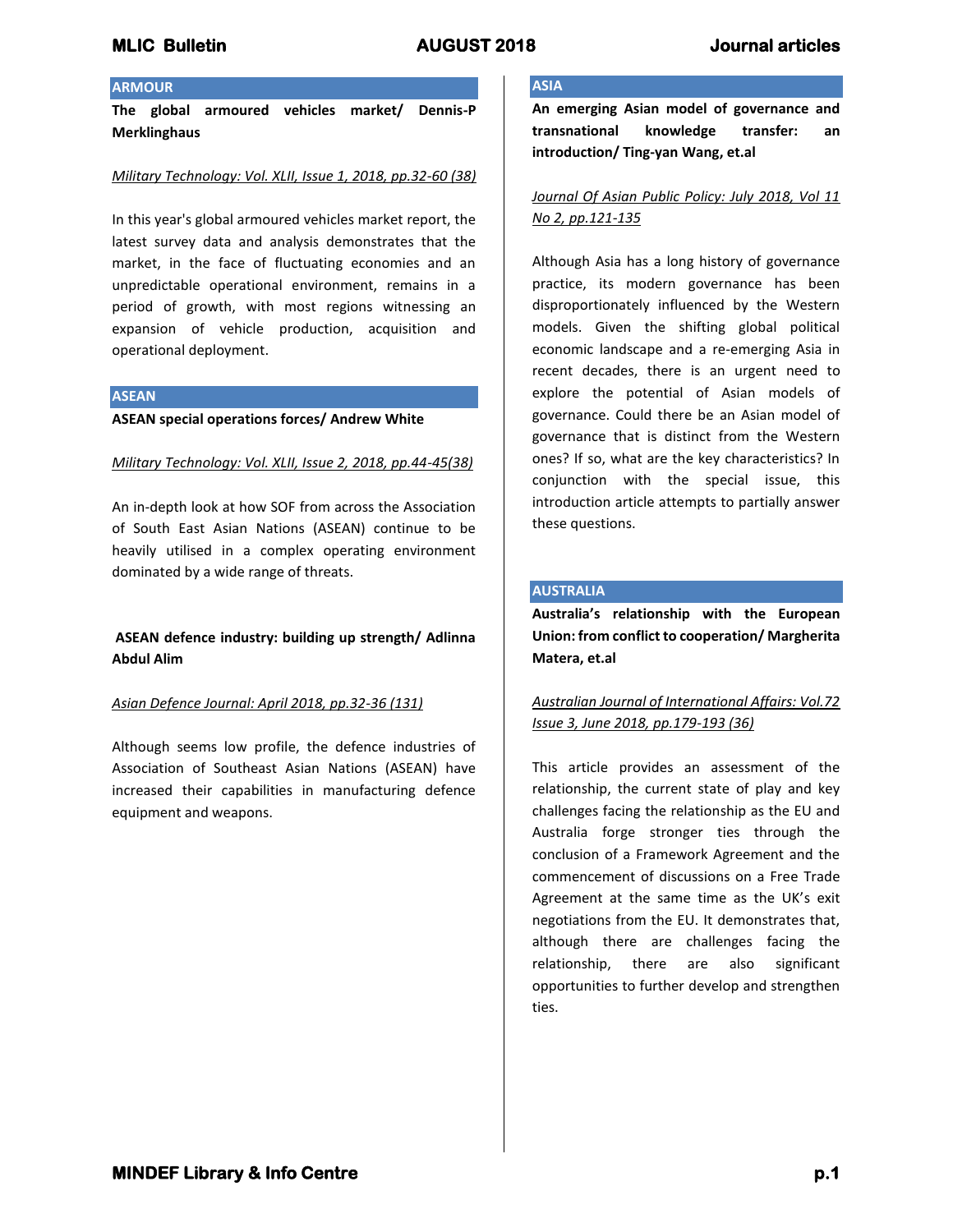## ARMOUR

**The global armoured vehicles market/ Dennis-P Merklinghaus**

*Military Technology: Vol. XLII, Issue 1, 2018, pp.32-60 (38)*

In this year's global armoured vehicles market report, the latest survey data and analysis demonstrates that the market, in the face of fluctuating economies and an unpredictable operational environment, remains in a period of growth, with most regions witnessing an expansion of vehicle production, acquisition and operational deployment.

## ASEAN

**ASEAN special operations forces/ Andrew White**

*Military Technology: Vol. XLII, Issue 2, 2018, pp.44-45(38)*

An in-depth look at how SOF from across the Association of South East Asian Nations (ASEAN) continue to be heavily utilised in a complex operating environment dominated by a wide range of threats.

**ASEAN defence industry: building up strength/ Adlinna Abdul Alim**

*Asian Defence Journal: April 2018, pp.32-36 (131)*

Although seems low profile, the defence industries of Association of Southeast Asian Nations (ASEAN) have increased their capabilities in manufacturing defence equipment and weapons.

## ASIA

**An emerging Asian model of governance and transnational knowledge transfer: an introduction/ Ting-yan Wang, et.al**

*Journal Of Asian Public Policy: July 2018, Vol 11 No 2, pp.121-135*

Although Asia has a long history of governance practice, its modern governance has been disproportionately influenced by the Western models. Given the shifting global political economic landscape and a re-emerging Asia in recent decades, there is an urgent need to explore the potential of Asian models of governance. Could there be an Asian model of governance that is distinct from the Western ones? If so, what are the key characteristics? In conjunction with the special issue, this introduction article attempts to partially answer these questions.

## AUSTRALIA

**Australia's relationship with the European Union: from conflict to cooperation/ Margherita Matera, et.al**

*Australian Journal of International Affairs: Vol.72 Issue 3, June 2018, pp.179-193 (36)*

This article provides an assessment of the relationship, the current state of play and key challenges facing the relationship as the EU and Australia forge stronger ties through the conclusion of a Framework Agreement and the commencement of discussions on a Free Trade Agreement at the same time as the UK's exit negotiations from the EU. It demonstrates that, although there are challenges facing the relationship, there are also significant opportunities to further develop and strengthen ties.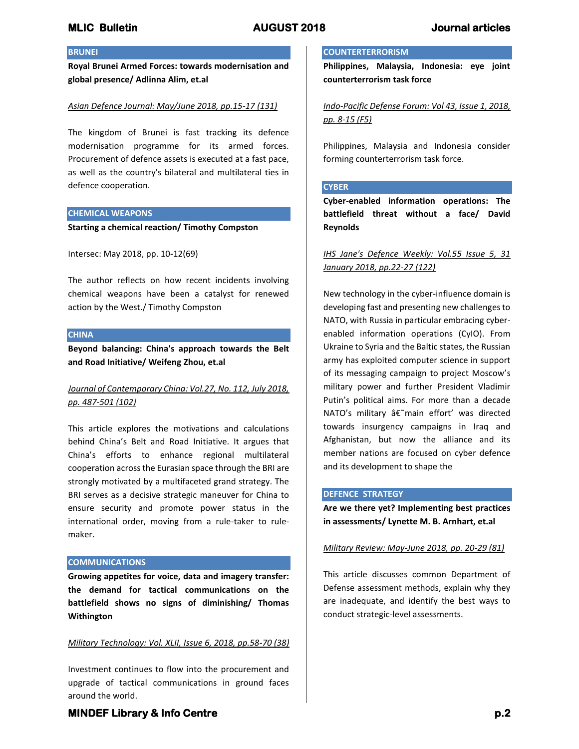## BRUNEI

**Royal Brunei Armed Forces: towards modernisation and global presence/ Adlinna Alim, et.al**

*Asian Defence Journal: May/June 2018, pp.15-17 (131)*

The kingdom of Brunei is fast tracking its defence modernisation programme for its armed forces. Procurement of defence assets is executed at a fast pace, as well as the country's bilateral and multilateral ties in defence cooperation.

## CHEMICAL WEAPONS

**Starting a chemical reaction/ Timothy Compston**

Intersec: May 2018, pp. 10-12(69)

The author reflects on how recent incidents involving chemical weapons have been a catalyst for renewed action by the West./ Timothy Compston

## CHINA

**Beyond balancing: China's approach towards the Belt and Road Initiative/ Weifeng Zhou, et.al**

*Journal of Contemporary China: Vol.27, No. 112, July 2018, pp. 487-501 (102)*

This article explores the motivations and calculations behind China's Belt and Road Initiative. It argues that China's efforts to enhance regional multilateral cooperation across the Eurasian space through the BRI are strongly motivated by a multifaceted grand strategy. The BRI serves as a decisive strategic maneuver for China to ensure security and promote power status in the international order, moving from a rule-taker to rule-maker.

## COMMUNICATIONS

**Growing appetites for voice, data and imagery transfer: the demand for tactical communications on the battlefield shows no signs of diminishing/ Thomas Withington**

*Military Technology: Vol. XLII, Issue 6, 2018, pp.58-70 (38)*

Investment continues to flow into the procurement and upgrade of tactical communications in ground faces around the world.

## COUNTERTERRORISM

**Philippines, Malaysia, Indonesia: eye joint counterterrorism task force**

*Indo-Pacific Defense Forum: Vol 43, Issue 1, 2018, pp. 8-15 (F5)*

Philippines, Malaysia and Indonesia consider forming counterterrorism task force.

## CYBER

**Cyber-enabled information operations: The battlefield threat without a face/ David Reynolds**

*IHS Jane's Defence Weekly: Vol.55 Issue 5, 31 January 2018, pp.22-27 (122)*

New technology in the cyber-influence domain is developing fast and presenting new challenges to NATO, with Russia in particular embracing cyber-enabled information operations (CyIO). From Ukraine to Syria and the Baltic states, the Russian army has exploited computer science in support of its messaging campaign to project Moscow's military power and further President Vladimir Putin's political aims. For more than a decade NATO's military â€˜main effort' was directed towards insurgency campaigns in Iraq and Afghanistan, but now the alliance and its member nations are focused on cyber defence and its development to shape the

## DEFENCE STRATEGY

**Are we there yet? Implementing best practices in assessments/ Lynette M. B. Arnhart, et.al**

*Military Review: May-June 2018, pp. 20-29 (81)*

This article discusses common Department of Defense assessment methods, explain why they are inadequate, and identify the best ways to conduct strategic-level assessments.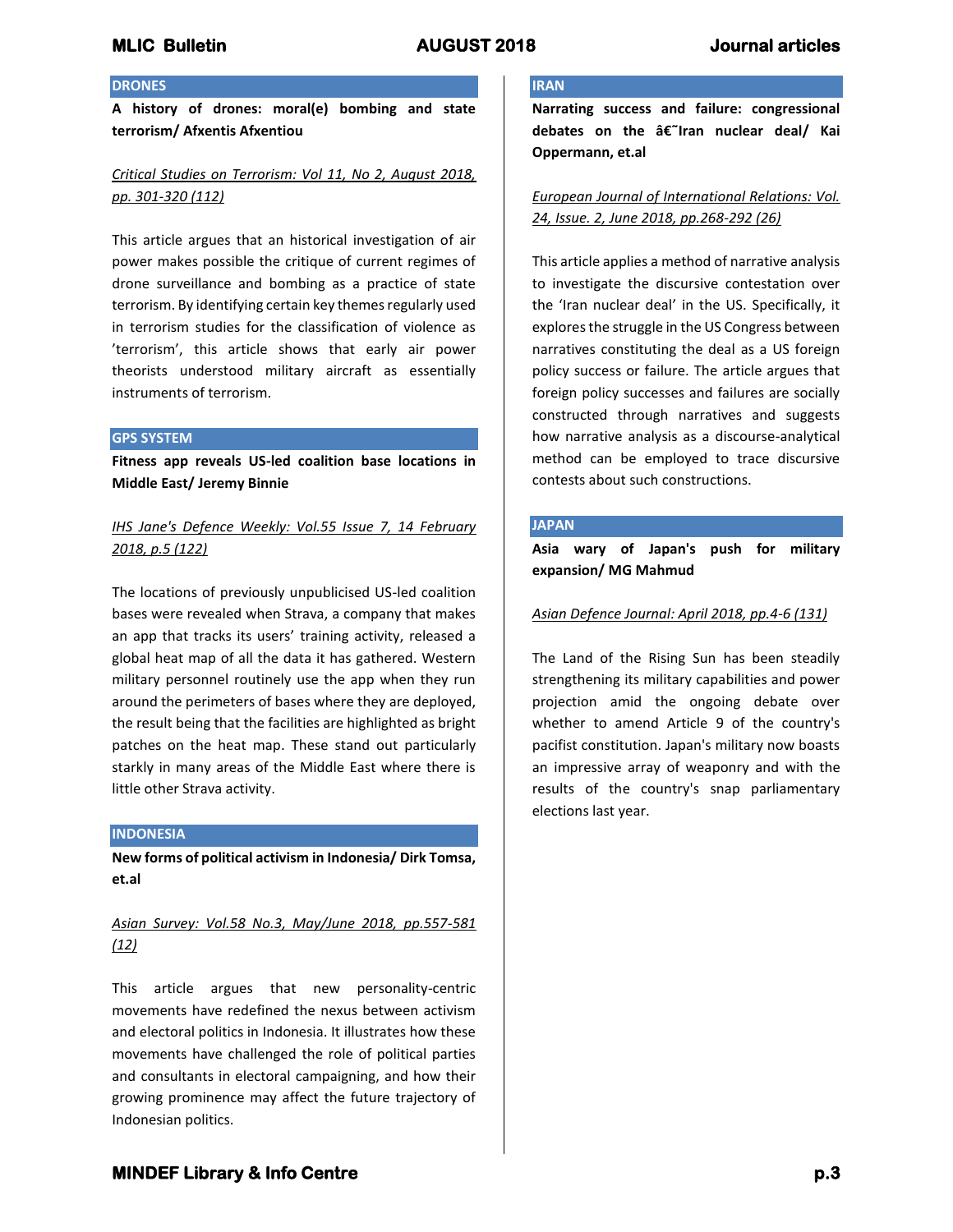## DRONES

**A history of drones: moral(e) bombing and state terrorism/ Afxentis Afxentiou**

*Critical Studies on Terrorism: Vol 11, No 2, August 2018, pp. 301-320 (112)*

This article argues that an historical investigation of air power makes possible the critique of current regimes of drone surveillance and bombing as a practice of state terrorism. By identifying certain key themes regularly used in terrorism studies for the classification of violence as 'terrorism', this article shows that early air power theorists understood military aircraft as essentially instruments of terrorism.

## GPS SYSTEM

**Fitness app reveals US-led coalition base locations in Middle East/ Jeremy Binnie**

*IHS Jane's Defence Weekly: Vol.55 Issue 7, 14 February 2018, p.5 (122)*

The locations of previously unpublicised US-led coalition bases were revealed when Strava, a company that makes an app that tracks its users' training activity, released a global heat map of all the data it has gathered. Western military personnel routinely use the app when they run around the perimeters of bases where they are deployed, the result being that the facilities are highlighted as bright patches on the heat map. These stand out particularly starkly in many areas of the Middle East where there is little other Strava activity.

## INDONESIA

**New forms of political activism in Indonesia/ Dirk Tomsa, et.al**

*Asian Survey: Vol.58 No.3, May/June 2018, pp.557-581 (12)*

This article argues that new personality-centric movements have redefined the nexus between activism and electoral politics in Indonesia. It illustrates how these movements have challenged the role of political parties and consultants in electoral campaigning, and how their growing prominence may affect the future trajectory of Indonesian politics.

## IRAN

**Narrating success and failure: congressional debates on the â€˜Iran nuclear deal/ Kai Oppermann, et.al**

*European Journal of International Relations: Vol. 24, Issue. 2, June 2018, pp.268-292 (26)*

This article applies a method of narrative analysis to investigate the discursive contestation over the 'Iran nuclear deal' in the US. Specifically, it explores the struggle in the US Congress between narratives constituting the deal as a US foreign policy success or failure. The article argues that foreign policy successes and failures are socially constructed through narratives and suggests how narrative analysis as a discourse-analytical method can be employed to trace discursive contests about such constructions.

## JAPAN

**Asia wary of Japan's push for military expansion/ MG Mahmud**

*Asian Defence Journal: April 2018, pp.4-6 (131)*

The Land of the Rising Sun has been steadily strengthening its military capabilities and power projection amid the ongoing debate over whether to amend Article 9 of the country's pacifist constitution. Japan's military now boasts an impressive array of weaponry and with the results of the country's snap parliamentary elections last year.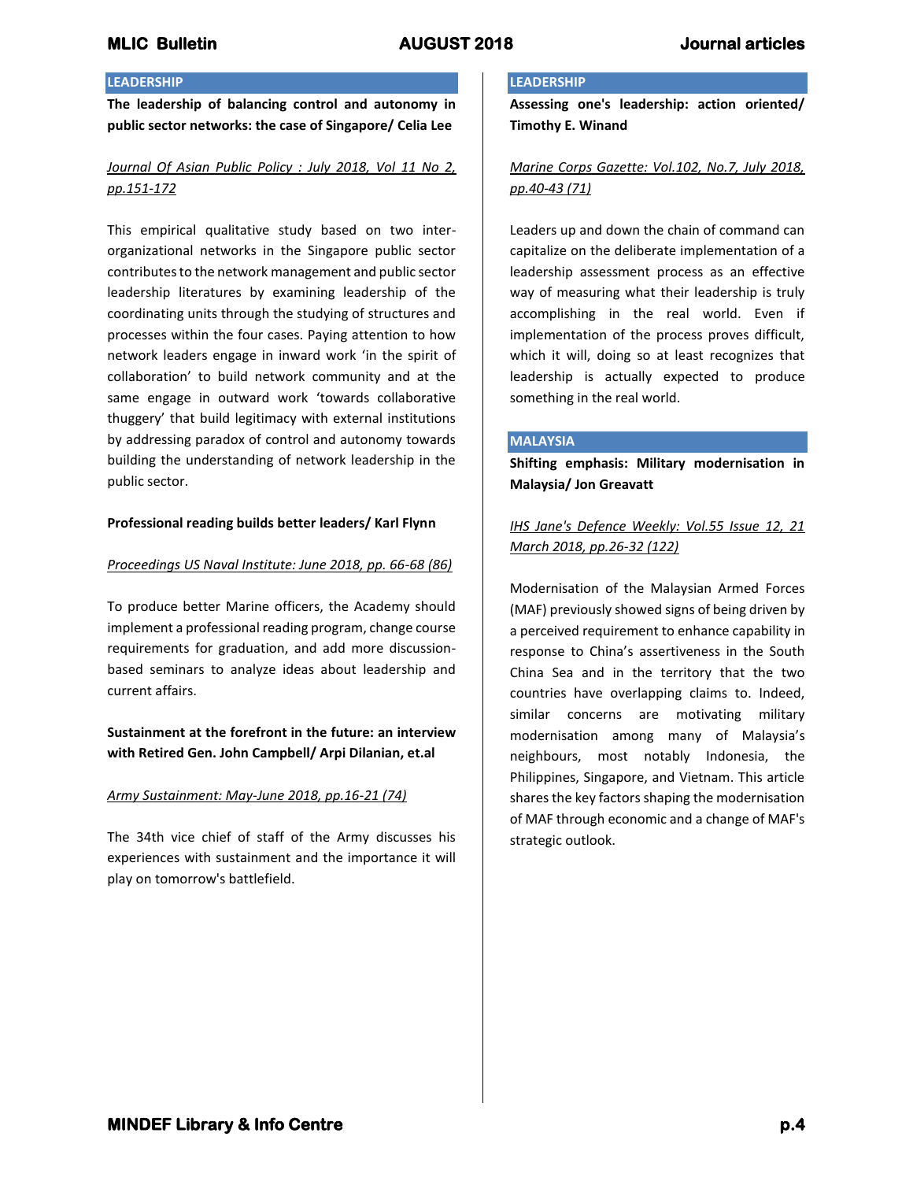## LEADERSHIP

**The leadership of balancing control and autonomy in public sector networks: the case of Singapore/ Celia Lee**

*Journal Of Asian Public Policy : July 2018, Vol 11 No 2, pp.151-172*

This empirical qualitative study based on two inter-organizational networks in the Singapore public sector contributes to the network management and public sector leadership literatures by examining leadership of the coordinating units through the studying of structures and processes within the four cases. Paying attention to how network leaders engage in inward work 'in the spirit of collaboration' to build network community and at the same engage in outward work 'towards collaborative thuggery' that build legitimacy with external institutions by addressing paradox of control and autonomy towards building the understanding of network leadership in the public sector.

**Professional reading builds better leaders/ Karl Flynn**

*Proceedings US Naval Institute: June 2018, pp. 66-68 (86)*

To produce better Marine officers, the Academy should implement a professional reading program, change course requirements for graduation, and add more discussion-based seminars to analyze ideas about leadership and current affairs.

**Sustainment at the forefront in the future: an interview with Retired Gen. John Campbell/ Arpi Dilanian, et.al**

*Army Sustainment: May-June 2018, pp.16-21 (74)*

The 34th vice chief of staff of the Army discusses his experiences with sustainment and the importance it will play on tomorrow's battlefield.

## LEADERSHIP

**Assessing one's leadership: action oriented/ Timothy E. Winand**

*Marine Corps Gazette: Vol.102, No.7, July 2018, pp.40-43 (71)*

Leaders up and down the chain of command can capitalize on the deliberate implementation of a leadership assessment process as an effective way of measuring what their leadership is truly accomplishing in the real world. Even if implementation of the process proves difficult, which it will, doing so at least recognizes that leadership is actually expected to produce something in the real world.

## MALAYSIA

**Shifting emphasis: Military modernisation in Malaysia/ Jon Greavatt**

*IHS Jane's Defence Weekly: Vol.55 Issue 12, 21 March 2018, pp.26-32 (122)*

Modernisation of the Malaysian Armed Forces (MAF) previously showed signs of being driven by a perceived requirement to enhance capability in response to China's assertiveness in the South China Sea and in the territory that the two countries have overlapping claims to. Indeed, similar concerns are motivating military modernisation among many of Malaysia's neighbours, most notably Indonesia, the Philippines, Singapore, and Vietnam. This article shares the key factors shaping the modernisation of MAF through economic and a change of MAF's strategic outlook.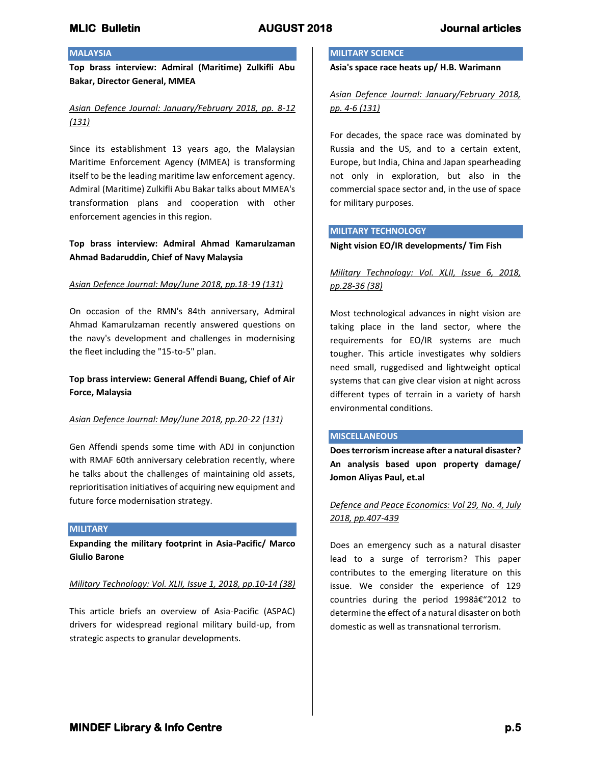## MALAYSIA

**Top brass interview: Admiral (Maritime) Zulkifli Abu Bakar, Director General, MMEA**

*Asian Defence Journal: January/February 2018, pp. 8-12 (131)*

Since its establishment 13 years ago, the Malaysian Maritime Enforcement Agency (MMEA) is transforming itself to be the leading maritime law enforcement agency. Admiral (Maritime) Zulkifli Abu Bakar talks about MMEA's transformation plans and cooperation with other enforcement agencies in this region.

**Top brass interview: Admiral Ahmad Kamarulzaman Ahmad Badaruddin, Chief of Navy Malaysia**

*Asian Defence Journal: May/June 2018, pp.18-19 (131)*

On occasion of the RMN's 84th anniversary, Admiral Ahmad Kamarulzaman recently answered questions on the navy's development and challenges in modernising the fleet including the "15-to-5" plan.

**Top brass interview: General Affendi Buang, Chief of Air Force, Malaysia**

*Asian Defence Journal: May/June 2018, pp.20-22 (131)*

Gen Affendi spends some time with ADJ in conjunction with RMAF 60th anniversary celebration recently, where he talks about the challenges of maintaining old assets, reprioritisation initiatives of acquiring new equipment and future force modernisation strategy.

## MILITARY

**Expanding the military footprint in Asia-Pacific/ Marco Giulio Barone**

*Military Technology: Vol. XLII, Issue 1, 2018, pp.10-14 (38)*

This article briefs an overview of Asia-Pacific (ASPAC) drivers for widespread regional military build-up, from strategic aspects to granular developments.

## MILITARY SCIENCE

**Asia's space race heats up/ H.B. Warimann**

*Asian Defence Journal: January/February 2018, pp. 4-6 (131)*

For decades, the space race was dominated by Russia and the US, and to a certain extent, Europe, but India, China and Japan spearheading not only in exploration, but also in the commercial space sector and, in the use of space for military purposes.

## MILITARY TECHNOLOGY

**Night vision EO/IR developments/ Tim Fish**

*Military Technology: Vol. XLII, Issue 6, 2018, pp.28-36 (38)*

Most technological advances in night vision are taking place in the land sector, where the requirements for EO/IR systems are much tougher. This article investigates why soldiers need small, ruggedised and lightweight optical systems that can give clear vision at night across different types of terrain in a variety of harsh environmental conditions.

## MISCELLANEOUS

**Does terrorism increase after a natural disaster? An analysis based upon property damage/ Jomon Aliyas Paul, et.al**

*Defence and Peace Economics: Vol 29, No. 4, July 2018, pp.407-439*

Does an emergency such as a natural disaster lead to a surge of terrorism? This paper contributes to the emerging literature on this issue. We consider the experience of 129 countries during the period 1998â€"2012 to determine the effect of a natural disaster on both domestic as well as transnational terrorism.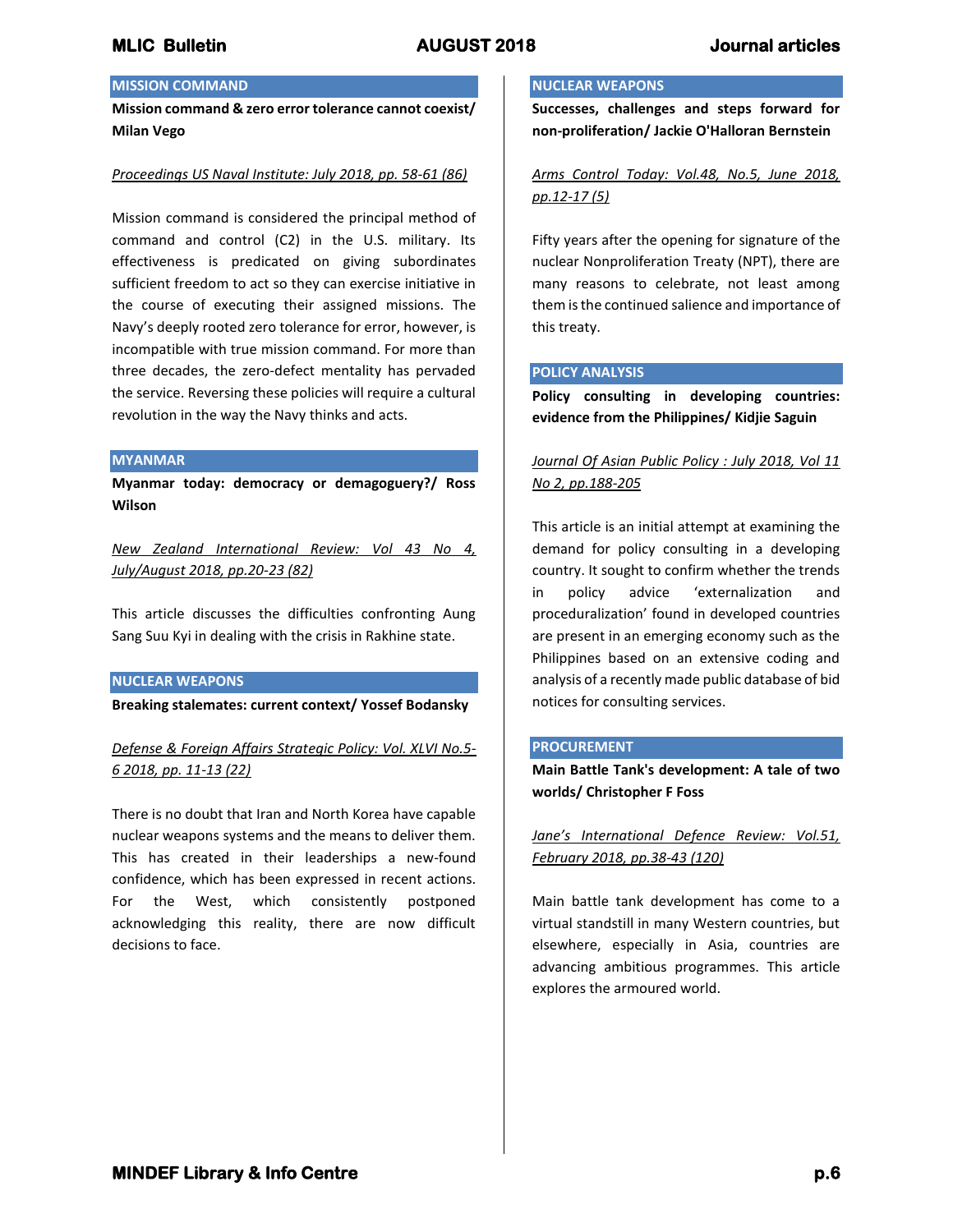## MISSION COMMAND

**Mission command & zero error tolerance cannot coexist/ Milan Vego**

*Proceedings US Naval Institute: July 2018, pp. 58-61 (86)*

Mission command is considered the principal method of command and control (C2) in the U.S. military. Its effectiveness is predicated on giving subordinates sufficient freedom to act so they can exercise initiative in the course of executing their assigned missions. The Navy's deeply rooted zero tolerance for error, however, is incompatible with true mission command. For more than three decades, the zero-defect mentality has pervaded the service. Reversing these policies will require a cultural revolution in the way the Navy thinks and acts.

## MYANMAR

**Myanmar today: democracy or demagoguery?/ Ross Wilson**

*New Zealand International Review: Vol 43 No 4, July/August 2018, pp.20-23 (82)*

This article discusses the difficulties confronting Aung Sang Suu Kyi in dealing with the crisis in Rakhine state.

## NUCLEAR WEAPONS

**Breaking stalemates: current context/ Yossef Bodansky**

*Defense & Foreign Affairs Strategic Policy: Vol. XLVI No.5-6 2018, pp. 11-13 (22)*

There is no doubt that Iran and North Korea have capable nuclear weapons systems and the means to deliver them. This has created in their leaderships a new-found confidence, which has been expressed in recent actions. For the West, which consistently postponed acknowledging this reality, there are now difficult decisions to face.

## NUCLEAR WEAPONS

**Successes, challenges and steps forward for non-proliferation/ Jackie O'Halloran Bernstein**

*Arms Control Today: Vol.48, No.5, June 2018, pp.12-17 (5)*

Fifty years after the opening for signature of the nuclear Nonproliferation Treaty (NPT), there are many reasons to celebrate, not least among them is the continued salience and importance of this treaty.

## POLICY ANALYSIS

**Policy consulting in developing countries: evidence from the Philippines/ Kidjie Saguin**

*Journal Of Asian Public Policy : July 2018, Vol 11 No 2, pp.188-205*

This article is an initial attempt at examining the demand for policy consulting in a developing country. It sought to confirm whether the trends in policy advice 'externalization and proceduralization' found in developed countries are present in an emerging economy such as the Philippines based on an extensive coding and analysis of a recently made public database of bid notices for consulting services.

## PROCUREMENT

**Main Battle Tank's development: A tale of two worlds/ Christopher F Foss**

*Jane's International Defence Review: Vol.51, February 2018, pp.38-43 (120)*

Main battle tank development has come to a virtual standstill in many Western countries, but elsewhere, especially in Asia, countries are advancing ambitious programmes. This article explores the armoured world.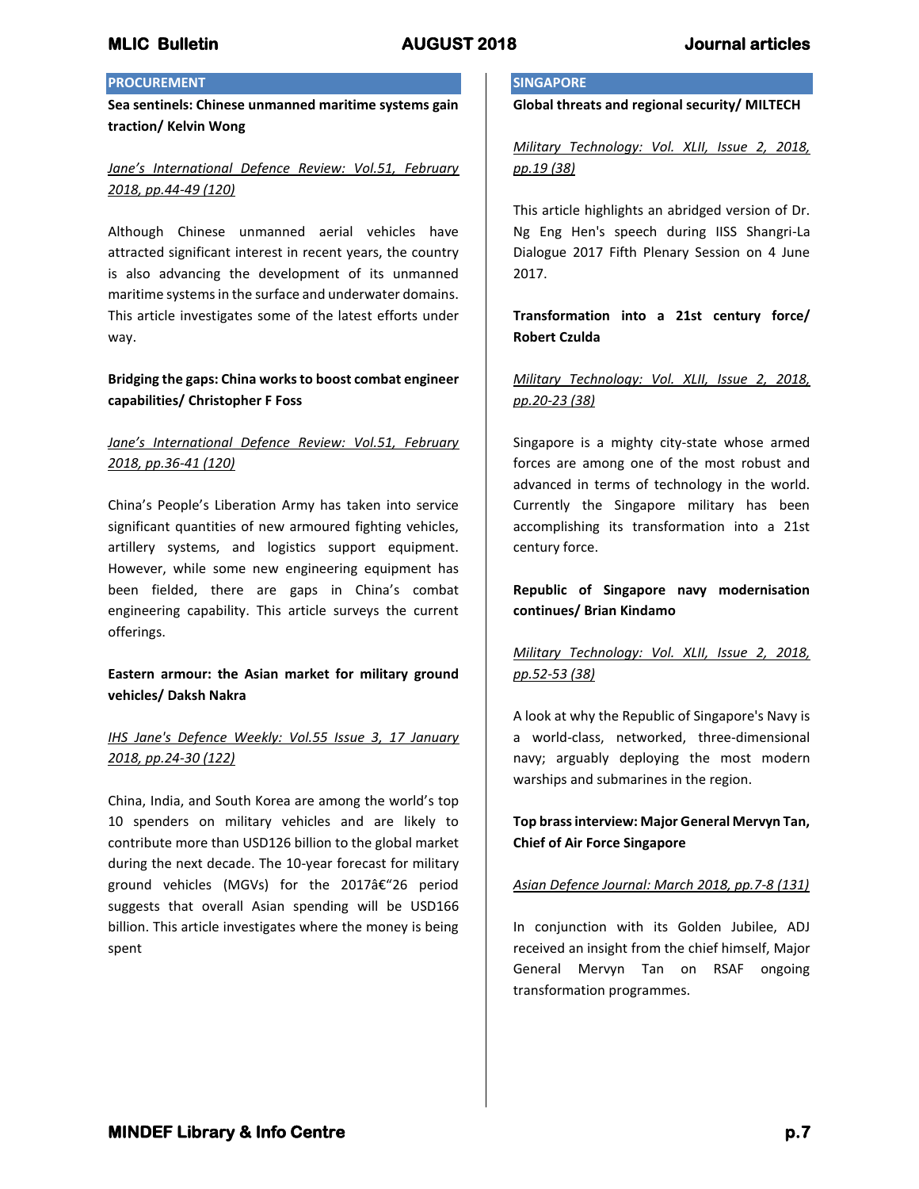## PROCUREMENT

**Sea sentinels: Chinese unmanned maritime systems gain traction/ Kelvin Wong**

*Jane's International Defence Review: Vol.51, February 2018, pp.44-49 (120)*

Although Chinese unmanned aerial vehicles have attracted significant interest in recent years, the country is also advancing the development of its unmanned maritime systems in the surface and underwater domains. This article investigates some of the latest efforts under way.

**Bridging the gaps: China works to boost combat engineer capabilities/ Christopher F Foss**

*Jane's International Defence Review: Vol.51, February 2018, pp.36-41 (120)*

China's People's Liberation Army has taken into service significant quantities of new armoured fighting vehicles, artillery systems, and logistics support equipment. However, while some new engineering equipment has been fielded, there are gaps in China's combat engineering capability. This article surveys the current offerings.

**Eastern armour: the Asian market for military ground vehicles/ Daksh Nakra**

*IHS Jane's Defence Weekly: Vol.55 Issue 3, 17 January 2018, pp.24-30 (122)*

China, India, and South Korea are among the world's top 10 spenders on military vehicles and are likely to contribute more than USD126 billion to the global market during the next decade. The 10-year forecast for military ground vehicles (MGVs) for the 2017â€“26 period suggests that overall Asian spending will be USD166 billion. This article investigates where the money is being spent

## SINGAPORE

**Global threats and regional security/ MILTECH**

*Military Technology: Vol. XLII, Issue 2, 2018, pp.19 (38)*

This article highlights an abridged version of Dr. Ng Eng Hen's speech during IISS Shangri-La Dialogue 2017 Fifth Plenary Session on 4 June 2017.

**Transformation into a 21st century force/ Robert Czulda**

*Military Technology: Vol. XLII, Issue 2, 2018, pp.20-23 (38)*

Singapore is a mighty city-state whose armed forces are among one of the most robust and advanced in terms of technology in the world. Currently the Singapore military has been accomplishing its transformation into a 21st century force.

**Republic of Singapore navy modernisation continues/ Brian Kindamo**

*Military Technology: Vol. XLII, Issue 2, 2018, pp.52-53 (38)*

A look at why the Republic of Singapore's Navy is a world-class, networked, three-dimensional navy; arguably deploying the most modern warships and submarines in the region.

**Top brass interview: Major General Mervyn Tan, Chief of Air Force Singapore**

*Asian Defence Journal: March 2018, pp.7-8 (131)*

In conjunction with its Golden Jubilee, ADJ received an insight from the chief himself, Major General Mervyn Tan on RSAF ongoing transformation programmes.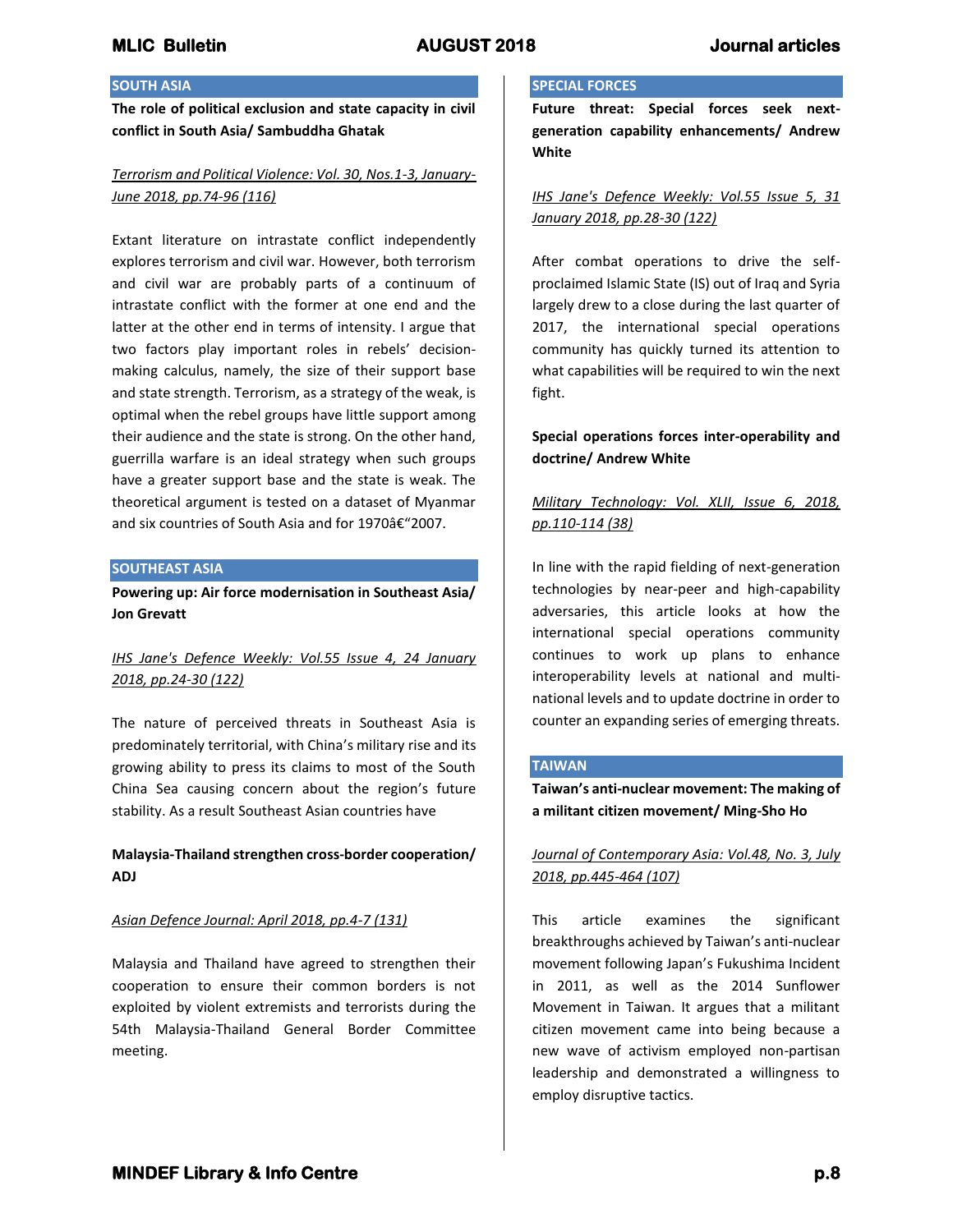## SOUTH ASIA

**The role of political exclusion and state capacity in civil conflict in South Asia/ Sambuddha Ghatak**

_Terrorism and Political Violence: Vol. 30, Nos.1-3, January-June 2018, pp.74-96 (116)_

Extant literature on intrastate conflict independently explores terrorism and civil war. However, both terrorism and civil war are probably parts of a continuum of intrastate conflict with the former at one end and the latter at the other end in terms of intensity. I argue that two factors play important roles in rebels' decision-making calculus, namely, the size of their support base and state strength. Terrorism, as a strategy of the weak, is optimal when the rebel groups have little support among their audience and the state is strong. On the other hand, guerrilla warfare is an ideal strategy when such groups have a greater support base and the state is weak. The theoretical argument is tested on a dataset of Myanmar and six countries of South Asia and for 1970â€“2007.

## SOUTHEAST ASIA

**Powering up: Air force modernisation in Southeast Asia/ Jon Grevatt**

_IHS Jane's Defence Weekly: Vol.55 Issue 4, 24 January 2018, pp.24-30 (122)_

The nature of perceived threats in Southeast Asia is predominately territorial, with China's military rise and its growing ability to press its claims to most of the South China Sea causing concern about the region's future stability. As a result Southeast Asian countries have

**Malaysia-Thailand strengthen cross-border cooperation/ ADJ**

_Asian Defence Journal: April 2018, pp.4-7 (131)_

Malaysia and Thailand have agreed to strengthen their cooperation to ensure their common borders is not exploited by violent extremists and terrorists during the 54th Malaysia-Thailand General Border Committee meeting.

## SPECIAL FORCES

**Future threat: Special forces seek next-generation capability enhancements/ Andrew White**

_IHS Jane's Defence Weekly: Vol.55 Issue 5, 31 January 2018, pp.28-30 (122)_

After combat operations to drive the self-proclaimed Islamic State (IS) out of Iraq and Syria largely drew to a close during the last quarter of 2017, the international special operations community has quickly turned its attention to what capabilities will be required to win the next fight.

**Special operations forces inter-operability and doctrine/ Andrew White**

_Military Technology: Vol. XLII, Issue 6, 2018, pp.110-114 (38)_

In line with the rapid fielding of next-generation technologies by near-peer and high-capability adversaries, this article looks at how the international special operations community continues to work up plans to enhance interoperability levels at national and multi-national levels and to update doctrine in order to counter an expanding series of emerging threats.

## TAIWAN

**Taiwan's anti-nuclear movement: The making of a militant citizen movement/ Ming-Sho Ho**

_Journal of Contemporary Asia: Vol.48, No. 3, July 2018, pp.445-464 (107)_

This article examines the significant breakthroughs achieved by Taiwan's anti-nuclear movement following Japan's Fukushima Incident in 2011, as well as the 2014 Sunflower Movement in Taiwan. It argues that a militant citizen movement came into being because a new wave of activism employed non-partisan leadership and demonstrated a willingness to employ disruptive tactics.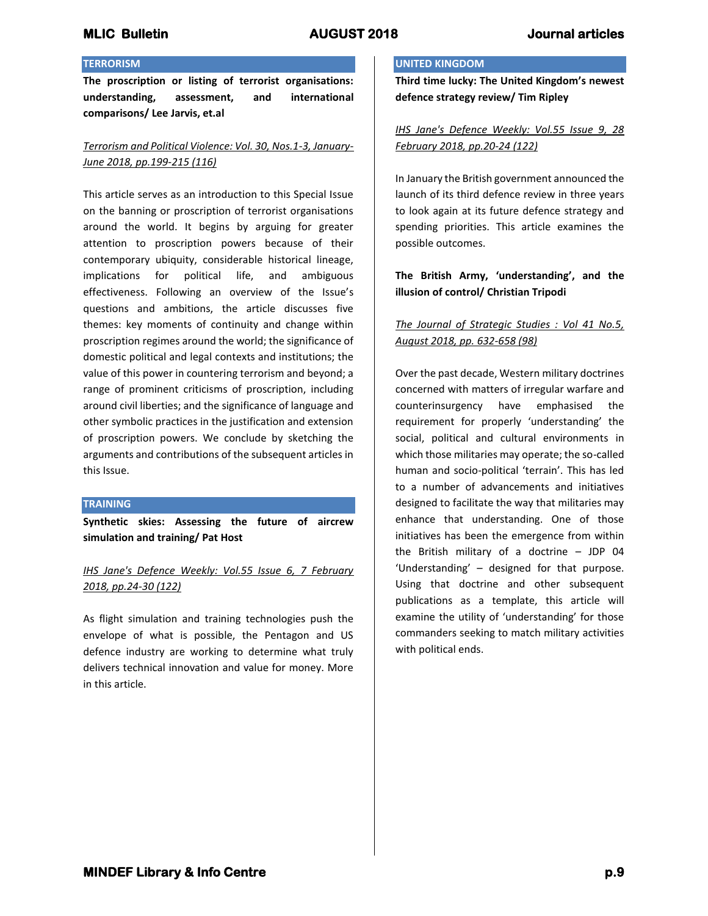## TERRORISM

**The proscription or listing of terrorist organisations: understanding, assessment, and international comparisons/ Lee Jarvis, et.al**

*Terrorism and Political Violence: Vol. 30, Nos.1-3, January-June 2018, pp.199-215 (116)*

This article serves as an introduction to this Special Issue on the banning or proscription of terrorist organisations around the world. It begins by arguing for greater attention to proscription powers because of their contemporary ubiquity, considerable historical lineage, implications for political life, and ambiguous effectiveness. Following an overview of the Issue's questions and ambitions, the article discusses five themes: key moments of continuity and change within proscription regimes around the world; the significance of domestic political and legal contexts and institutions; the value of this power in countering terrorism and beyond; a range of prominent criticisms of proscription, including around civil liberties; and the significance of language and other symbolic practices in the justification and extension of proscription powers. We conclude by sketching the arguments and contributions of the subsequent articles in this Issue.

## TRAINING

**Synthetic skies: Assessing the future of aircrew simulation and training/ Pat Host**

*IHS Jane's Defence Weekly: Vol.55 Issue 6, 7 February 2018, pp.24-30 (122)*

As flight simulation and training technologies push the envelope of what is possible, the Pentagon and US defence industry are working to determine what truly delivers technical innovation and value for money. More in this article.

## UNITED KINGDOM

**Third time lucky: The United Kingdom's newest defence strategy review/ Tim Ripley**

*IHS Jane's Defence Weekly: Vol.55 Issue 9, 28 February 2018, pp.20-24 (122)*

In January the British government announced the launch of its third defence review in three years to look again at its future defence strategy and spending priorities. This article examines the possible outcomes.

**The British Army, 'understanding', and the illusion of control/ Christian Tripodi**

*The Journal of Strategic Studies : Vol 41 No.5, August 2018, pp. 632-658 (98)*

Over the past decade, Western military doctrines concerned with matters of irregular warfare and counterinsurgency have emphasised the requirement for properly 'understanding' the social, political and cultural environments in which those militaries may operate; the so-called human and socio-political 'terrain'. This has led to a number of advancements and initiatives designed to facilitate the way that militaries may enhance that understanding. One of those initiatives has been the emergence from within the British military of a doctrine – JDP 04 'Understanding' – designed for that purpose. Using that doctrine and other subsequent publications as a template, this article will examine the utility of 'understanding' for those commanders seeking to match military activities with political ends.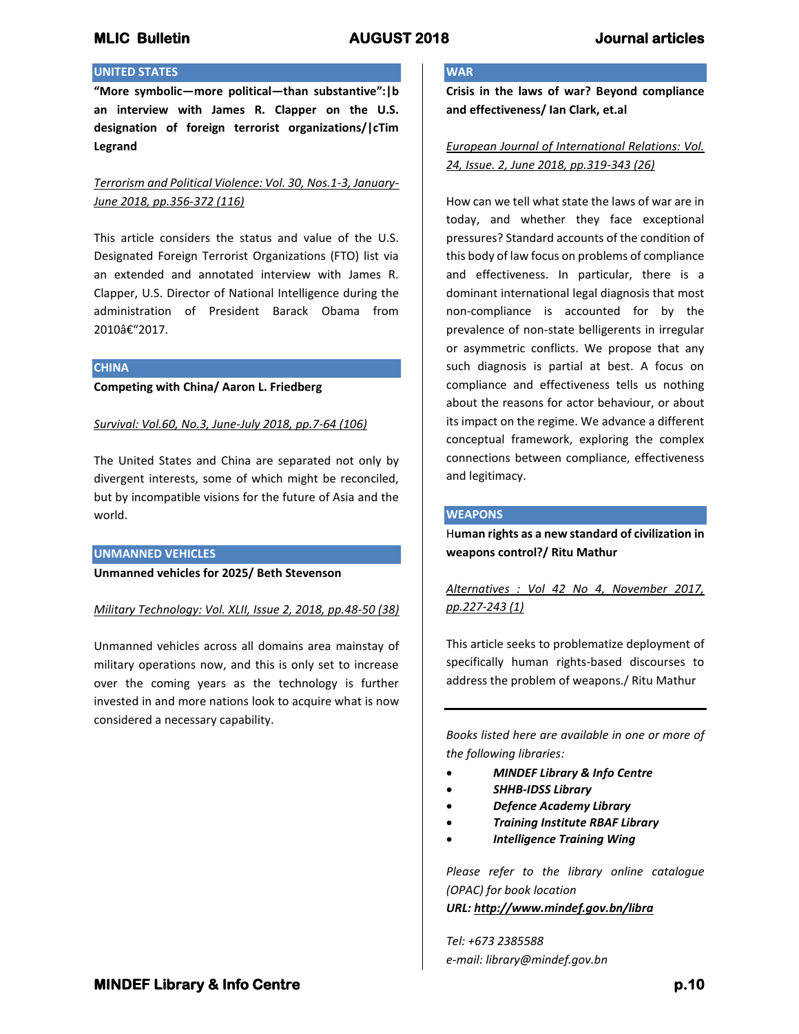## UNITED STATES

**"More symbolic—more political—than substantive":|b an interview with James R. Clapper on the U.S. designation of foreign terrorist organizations/|cTim Legrand**

*Terrorism and Political Violence: Vol. 30, Nos.1-3, January-June 2018, pp.356-372 (116)*

This article considers the status and value of the U.S. Designated Foreign Terrorist Organizations (FTO) list via an extended and annotated interview with James R. Clapper, U.S. Director of National Intelligence during the administration of President Barack Obama from 2010â€"2017.

## CHINA

**Competing with China/ Aaron L. Friedberg**

*Survival: Vol.60, No.3, June-July 2018, pp.7-64 (106)*

The United States and China are separated not only by divergent interests, some of which might be reconciled, but by incompatible visions for the future of Asia and the world.

## UNMANNED VEHICLES

**Unmanned vehicles for 2025/ Beth Stevenson**

*Military Technology: Vol. XLII, Issue 2, 2018, pp.48-50 (38)*

Unmanned vehicles across all domains area mainstay of military operations now, and this is only set to increase over the coming years as the technology is further invested in and more nations look to acquire what is now considered a necessary capability.

## WAR

**Crisis in the laws of war? Beyond compliance and effectiveness/ Ian Clark, et.al**

*European Journal of International Relations: Vol. 24, Issue. 2, June 2018, pp.319-343 (26)*

How can we tell what state the laws of war are in today, and whether they face exceptional pressures? Standard accounts of the condition of this body of law focus on problems of compliance and effectiveness. In particular, there is a dominant international legal diagnosis that most non-compliance is accounted for by the prevalence of non-state belligerents in irregular or asymmetric conflicts. We propose that any such diagnosis is partial at best. A focus on compliance and effectiveness tells us nothing about the reasons for actor behaviour, or about its impact on the regime. We advance a different conceptual framework, exploring the complex connections between compliance, effectiveness and legitimacy.

## WEAPONS

**Human rights as a new standard of civilization in weapons control?/ Ritu Mathur**

*Alternatives : Vol 42 No 4, November 2017, pp.227-243 (1)*

This article seeks to problematize deployment of specifically human rights-based discourses to address the problem of weapons./ Ritu Mathur

---

*Books listed here are available in one or more of the following libraries:*

- ***MINDEF Library & Info Centre***
- ***SHHB-IDSS Library***
- ***Defence Academy Library***
- ***Training Institute RBAF Library***
- ***Intelligence Training Wing***

*Please refer to the library online catalogue (OPAC) for book location*
***URL: http://www.mindef.gov.bn/libra***

*Tel: +673 2385588*
*e-mail: library@mindef.gov.bn*